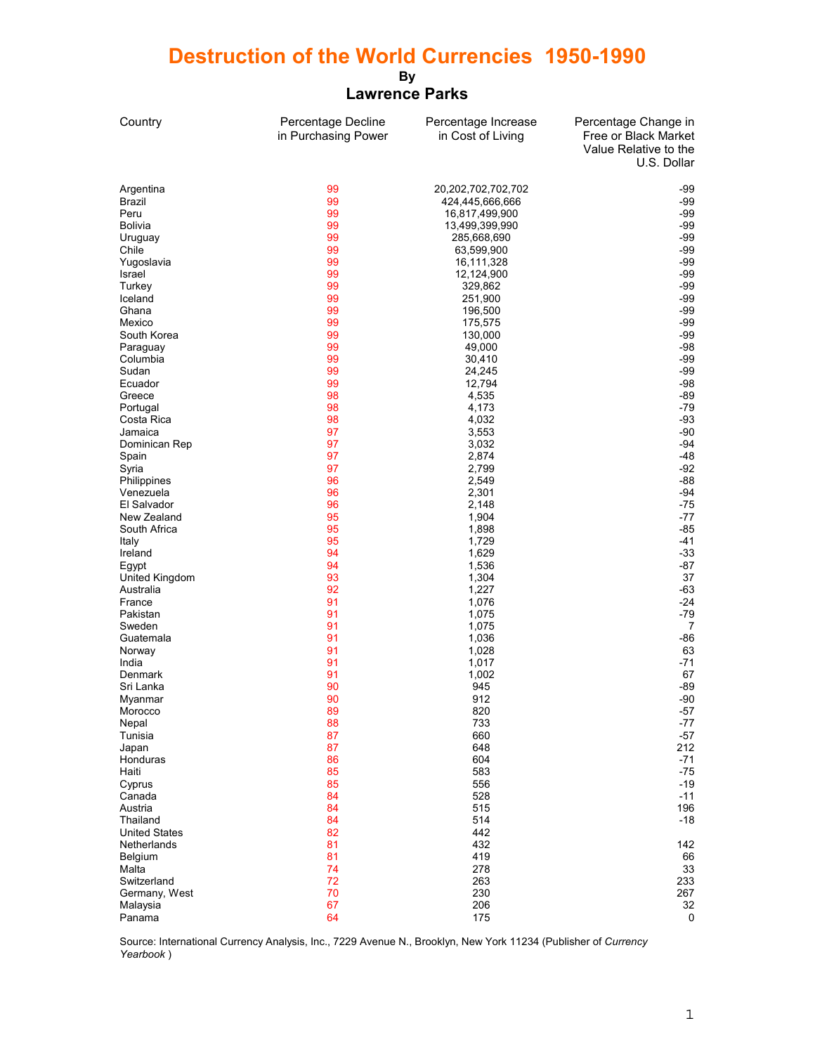# Destruction of the World Currencies 1950-1990

**By**

## Lawrence Parks

| Country | Percentage Decline in Purchasing Power | Percentage Increase in Cost of Living | Percentage Change in Free or Black Market Value Relative to the U.S. Dollar |
|---|---|---|---|
| Argentina | 99 | 20,202,702,702,702 | -99 |
| Brazil | 99 | 424,445,666,666 | -99 |
| Peru | 99 | 16,817,499,900 | -99 |
| Bolivia | 99 | 13,499,399,990 | -99 |
| Uruguay | 99 | 285,668,690 | -99 |
| Chile | 99 | 63,599,900 | -99 |
| Yugoslavia | 99 | 16,111,328 | -99 |
| Israel | 99 | 12,124,900 | -99 |
| Turkey | 99 | 329,862 | -99 |
| Iceland | 99 | 251,900 | -99 |
| Ghana | 99 | 196,500 | -99 |
| Mexico | 99 | 175,575 | -99 |
| South Korea | 99 | 130,000 | -99 |
| Paraguay | 99 | 49,000 | -98 |
| Columbia | 99 | 30,410 | -99 |
| Sudan | 99 | 24,245 | -99 |
| Ecuador | 99 | 12,794 | -98 |
| Greece | 98 | 4,535 | -89 |
| Portugal | 98 | 4,173 | -79 |
| Costa Rica | 98 | 4,032 | -93 |
| Jamaica | 97 | 3,553 | -90 |
| Dominican Rep | 97 | 3,032 | -94 |
| Spain | 97 | 2,874 | -48 |
| Syria | 97 | 2,799 | -92 |
| Philippines | 96 | 2,549 | -88 |
| Venezuela | 96 | 2,301 | -94 |
| El Salvador | 96 | 2,148 | -75 |
| New Zealand | 95 | 1,904 | -77 |
| South Africa | 95 | 1,898 | -85 |
| Italy | 95 | 1,729 | -41 |
| Ireland | 94 | 1,629 | -33 |
| Egypt | 94 | 1,536 | -87 |
| United Kingdom | 93 | 1,304 | 37 |
| Australia | 92 | 1,227 | -63 |
| France | 91 | 1,076 | -24 |
| Pakistan | 91 | 1,075 | -79 |
| Sweden | 91 | 1,075 | 7 |
| Guatemala | 91 | 1,036 | -86 |
| Norway | 91 | 1,028 | 63 |
| India | 91 | 1,017 | -71 |
| Denmark | 91 | 1,002 | 67 |
| Sri Lanka | 90 | 945 | -89 |
| Myanmar | 90 | 912 | -90 |
| Morocco | 89 | 820 | -57 |
| Nepal | 88 | 733 | -77 |
| Tunisia | 87 | 660 | -57 |
| Japan | 87 | 648 | 212 |
| Honduras | 86 | 604 | -71 |
| Haiti | 85 | 583 | -75 |
| Cyprus | 85 | 556 | -19 |
| Canada | 84 | 528 | -11 |
| Austria | 84 | 515 | 196 |
| Thailand | 84 | 514 | -18 |
| United States | 82 | 442 | |
| Netherlands | 81 | 432 | 142 |
| Belgium | 81 | 419 | 66 |
| Malta | 74 | 278 | 33 |
| Switzerland | 72 | 263 | 233 |
| Germany, West | 70 | 230 | 267 |
| Malaysia | 67 | 206 | 32 |
| Panama | 64 | 175 | 0 |

Source: International Currency Analysis, Inc., 7229 Avenue N., Brooklyn, New York 11234 (Publisher of *Currency Yearbook* )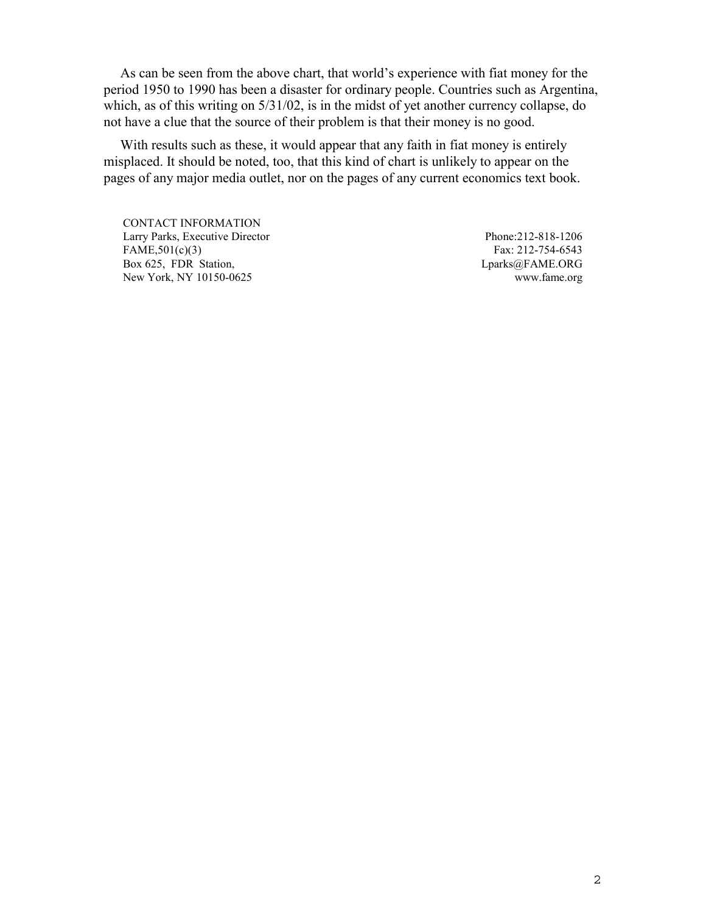As can be seen from the above chart, that world's experience with fiat money for the period 1950 to 1990 has been a disaster for ordinary people. Countries such as Argentina, which, as of this writing on 5/31/02, is in the midst of yet another currency collapse, do not have a clue that the source of their problem is that their money is no good.

With results such as these, it would appear that any faith in fiat money is entirely misplaced. It should be noted, too, that this kind of chart is unlikely to appear on the pages of any major media outlet, nor on the pages of any current economics text book.

CONTACT INFORMATION
Larry Parks, Executive Director
FAME,501(c)(3)
Box 625, FDR Station,
New York, NY 10150-0625

Phone:212-818-1206
Fax: 212-754-6543
Lparks@FAME.ORG
www.fame.org